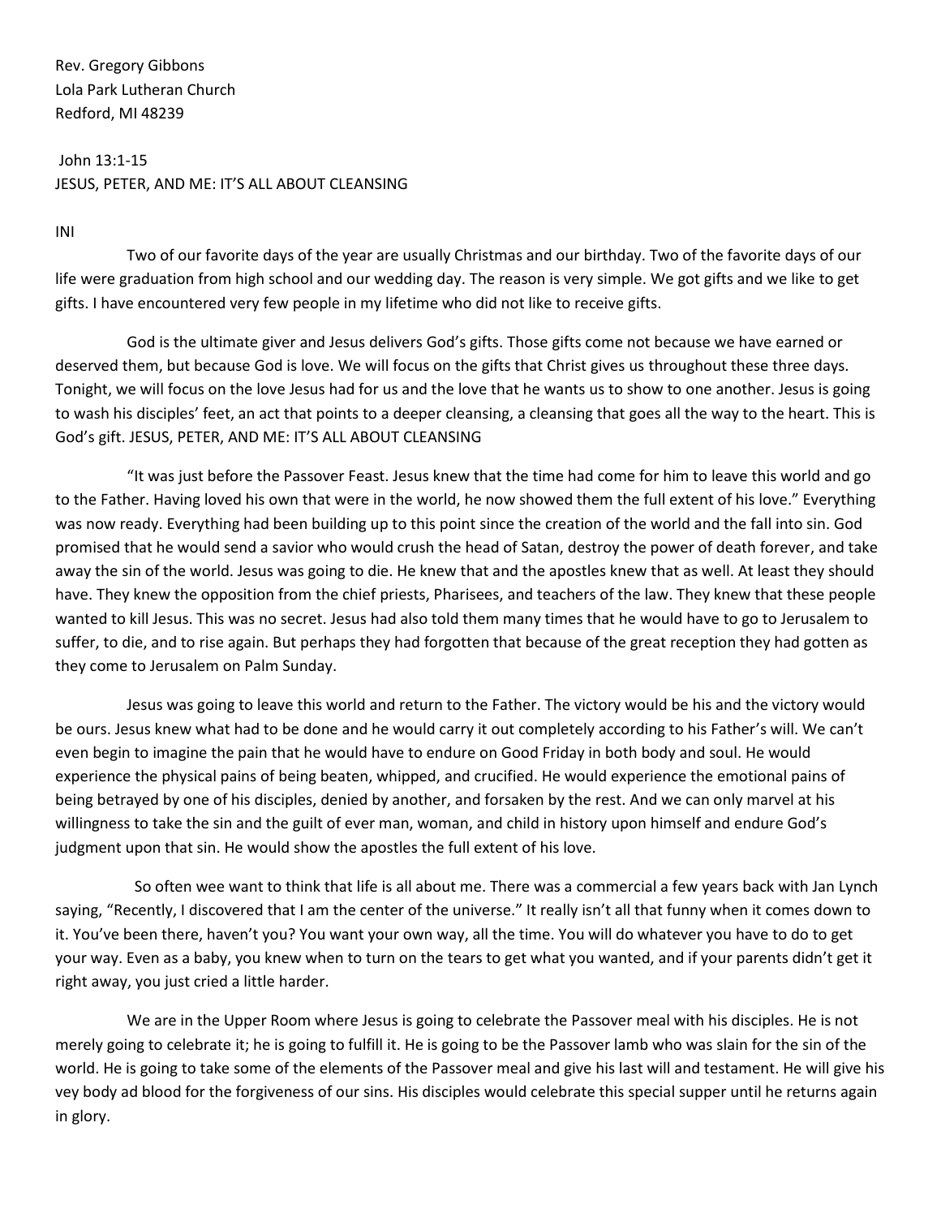Rev. Gregory Gibbons
Lola Park Lutheran Church
Redford, MI 48239

John 13:1-15
JESUS, PETER, AND ME: IT'S ALL ABOUT CLEANSING

INI

Two of our favorite days of the year are usually Christmas and our birthday. Two of the favorite days of our life were graduation from high school and our wedding day. The reason is very simple. We got gifts and we like to get gifts. I have encountered very few people in my lifetime who did not like to receive gifts.

God is the ultimate giver and Jesus delivers God's gifts. Those gifts come not because we have earned or deserved them, but because God is love. We will focus on the gifts that Christ gives us throughout these three days. Tonight, we will focus on the love Jesus had for us and the love that he wants us to show to one another. Jesus is going to wash his disciples' feet, an act that points to a deeper cleansing, a cleansing that goes all the way to the heart. This is God's gift. JESUS, PETER, AND ME: IT'S ALL ABOUT CLEANSING

"It was just before the Passover Feast. Jesus knew that the time had come for him to leave this world and go to the Father. Having loved his own that were in the world, he now showed them the full extent of his love." Everything was now ready. Everything had been building up to this point since the creation of the world and the fall into sin. God promised that he would send a savior who would crush the head of Satan, destroy the power of death forever, and take away the sin of the world. Jesus was going to die. He knew that and the apostles knew that as well. At least they should have. They knew the opposition from the chief priests, Pharisees, and teachers of the law. They knew that these people wanted to kill Jesus. This was no secret. Jesus had also told them many times that he would have to go to Jerusalem to suffer, to die, and to rise again. But perhaps they had forgotten that because of the great reception they had gotten as they come to Jerusalem on Palm Sunday.

Jesus was going to leave this world and return to the Father. The victory would be his and the victory would be ours. Jesus knew what had to be done and he would carry it out completely according to his Father's will. We can't even begin to imagine the pain that he would have to endure on Good Friday in both body and soul. He would experience the physical pains of being beaten, whipped, and crucified. He would experience the emotional pains of being betrayed by one of his disciples, denied by another, and forsaken by the rest. And we can only marvel at his willingness to take the sin and the guilt of ever man, woman, and child in history upon himself and endure God's judgment upon that sin. He would show the apostles the full extent of his love.

So often wee want to think that life is all about me. There was a commercial a few years back with Jan Lynch saying, "Recently, I discovered that I am the center of the universe." It really isn't all that funny when it comes down to it. You've been there, haven't you? You want your own way, all the time. You will do whatever you have to do to get your way. Even as a baby, you knew when to turn on the tears to get what you wanted, and if your parents didn't get it right away, you just cried a little harder.

We are in the Upper Room where Jesus is going to celebrate the Passover meal with his disciples. He is not merely going to celebrate it; he is going to fulfill it. He is going to be the Passover lamb who was slain for the sin of the world. He is going to take some of the elements of the Passover meal and give his last will and testament. He will give his vey body ad blood for the forgiveness of our sins. His disciples would celebrate this special supper until he returns again in glory.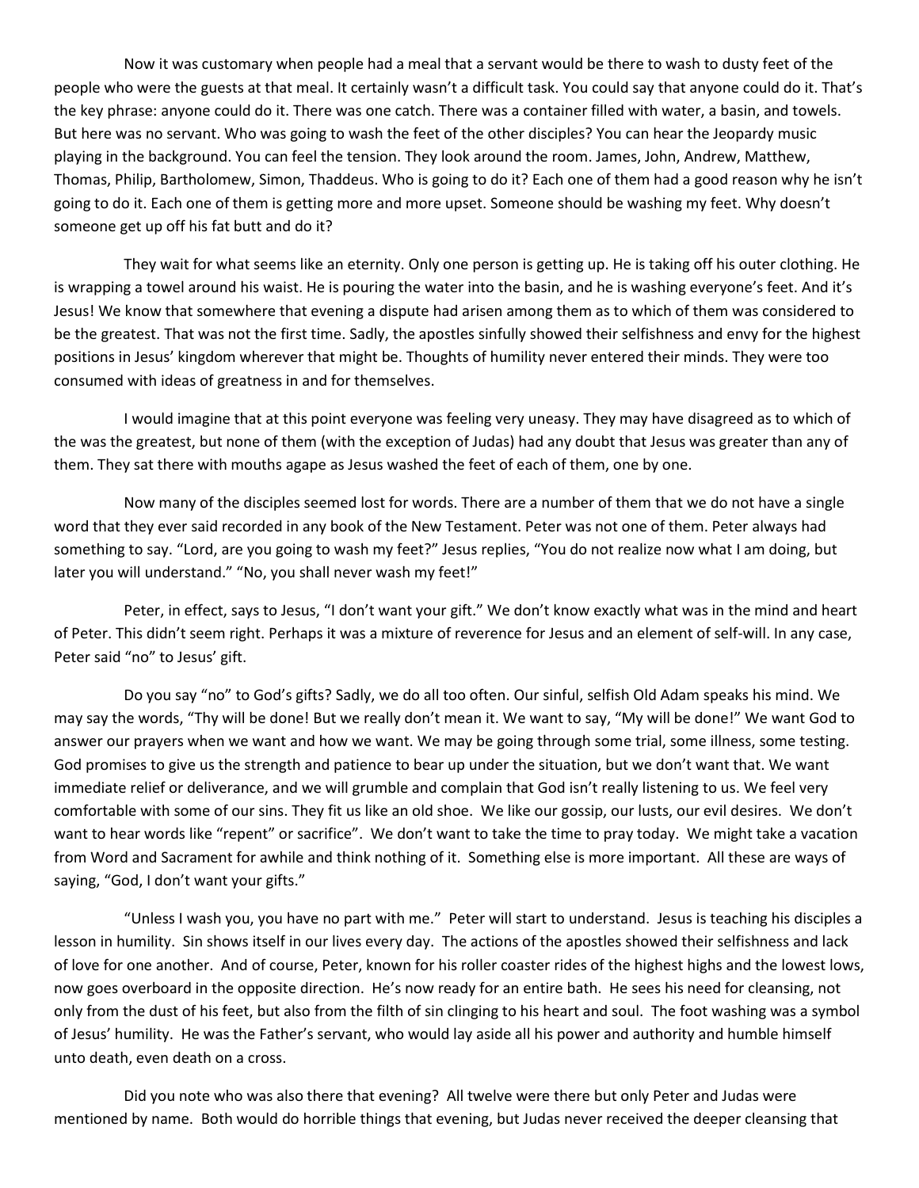Now it was customary when people had a meal that a servant would be there to wash to dusty feet of the people who were the guests at that meal. It certainly wasn't a difficult task. You could say that anyone could do it. That's the key phrase: anyone could do it. There was one catch. There was a container filled with water, a basin, and towels. But here was no servant. Who was going to wash the feet of the other disciples? You can hear the Jeopardy music playing in the background. You can feel the tension. They look around the room. James, John, Andrew, Matthew, Thomas, Philip, Bartholomew, Simon, Thaddeus. Who is going to do it? Each one of them had a good reason why he isn't going to do it. Each one of them is getting more and more upset. Someone should be washing my feet. Why doesn't someone get up off his fat butt and do it?

They wait for what seems like an eternity. Only one person is getting up. He is taking off his outer clothing. He is wrapping a towel around his waist. He is pouring the water into the basin, and he is washing everyone's feet. And it's Jesus! We know that somewhere that evening a dispute had arisen among them as to which of them was considered to be the greatest. That was not the first time. Sadly, the apostles sinfully showed their selfishness and envy for the highest positions in Jesus' kingdom wherever that might be. Thoughts of humility never entered their minds. They were too consumed with ideas of greatness in and for themselves.

I would imagine that at this point everyone was feeling very uneasy. They may have disagreed as to which of the was the greatest, but none of them (with the exception of Judas) had any doubt that Jesus was greater than any of them. They sat there with mouths agape as Jesus washed the feet of each of them, one by one.

Now many of the disciples seemed lost for words. There are a number of them that we do not have a single word that they ever said recorded in any book of the New Testament. Peter was not one of them. Peter always had something to say. "Lord, are you going to wash my feet?" Jesus replies, "You do not realize now what I am doing, but later you will understand." "No, you shall never wash my feet!"

Peter, in effect, says to Jesus, "I don't want your gift." We don't know exactly what was in the mind and heart of Peter. This didn't seem right. Perhaps it was a mixture of reverence for Jesus and an element of self-will. In any case, Peter said "no" to Jesus' gift.

Do you say "no" to God's gifts? Sadly, we do all too often. Our sinful, selfish Old Adam speaks his mind. We may say the words, "Thy will be done! But we really don't mean it. We want to say, "My will be done!" We want God to answer our prayers when we want and how we want. We may be going through some trial, some illness, some testing. God promises to give us the strength and patience to bear up under the situation, but we don't want that. We want immediate relief or deliverance, and we will grumble and complain that God isn't really listening to us. We feel very comfortable with some of our sins. They fit us like an old shoe. We like our gossip, our lusts, our evil desires. We don't want to hear words like "repent" or sacrifice". We don't want to take the time to pray today. We might take a vacation from Word and Sacrament for awhile and think nothing of it. Something else is more important. All these are ways of saying, "God, I don't want your gifts."

"Unless I wash you, you have no part with me." Peter will start to understand. Jesus is teaching his disciples a lesson in humility. Sin shows itself in our lives every day. The actions of the apostles showed their selfishness and lack of love for one another. And of course, Peter, known for his roller coaster rides of the highest highs and the lowest lows, now goes overboard in the opposite direction. He's now ready for an entire bath. He sees his need for cleansing, not only from the dust of his feet, but also from the filth of sin clinging to his heart and soul. The foot washing was a symbol of Jesus' humility. He was the Father's servant, who would lay aside all his power and authority and humble himself unto death, even death on a cross.

Did you note who was also there that evening? All twelve were there but only Peter and Judas were mentioned by name. Both would do horrible things that evening, but Judas never received the deeper cleansing that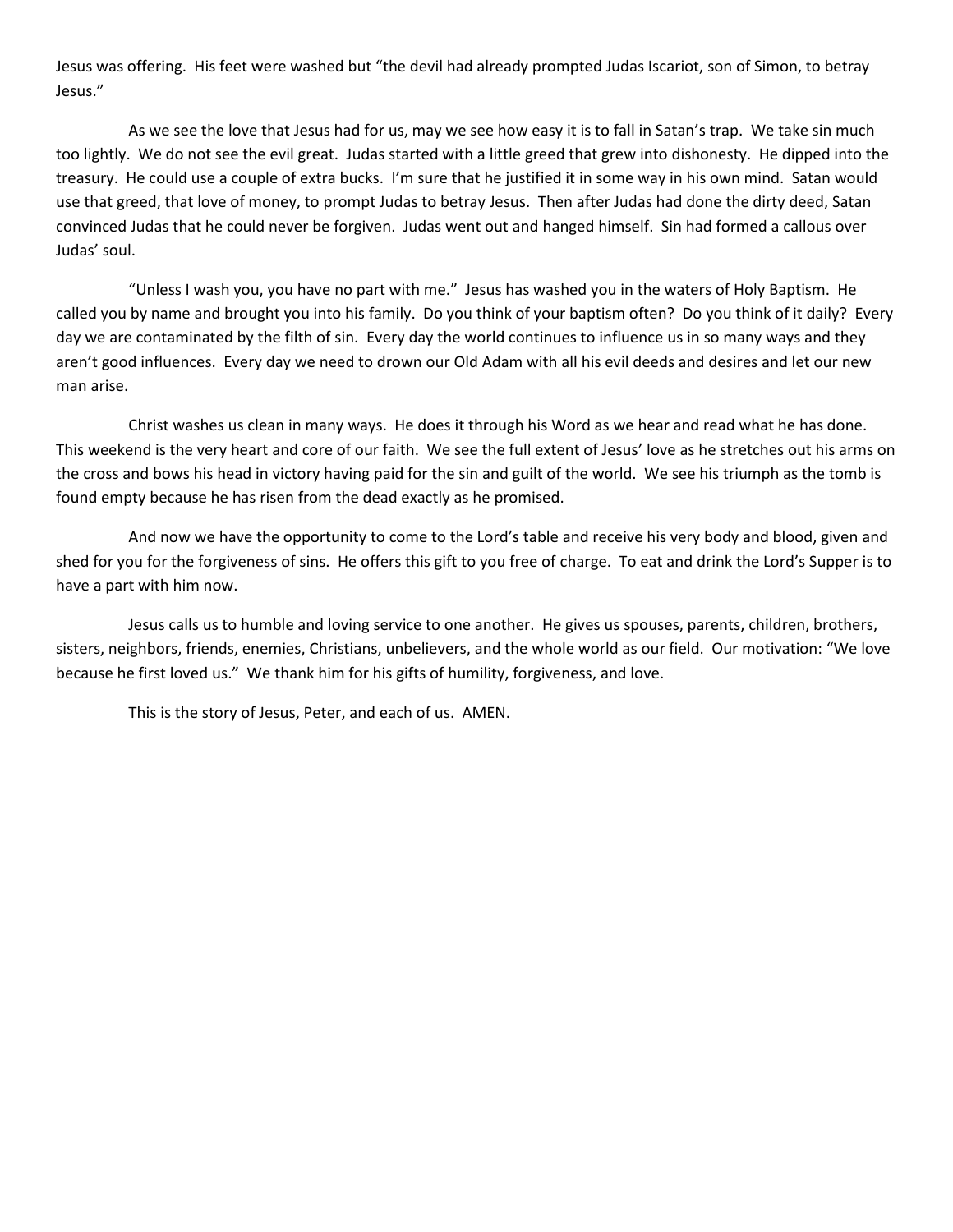Jesus was offering. His feet were washed but "the devil had already prompted Judas Iscariot, son of Simon, to betray Jesus."

As we see the love that Jesus had for us, may we see how easy it is to fall in Satan's trap. We take sin much too lightly. We do not see the evil great. Judas started with a little greed that grew into dishonesty. He dipped into the treasury. He could use a couple of extra bucks. I'm sure that he justified it in some way in his own mind. Satan would use that greed, that love of money, to prompt Judas to betray Jesus. Then after Judas had done the dirty deed, Satan convinced Judas that he could never be forgiven. Judas went out and hanged himself. Sin had formed a callous over Judas' soul.

"Unless I wash you, you have no part with me." Jesus has washed you in the waters of Holy Baptism. He called you by name and brought you into his family. Do you think of your baptism often? Do you think of it daily? Every day we are contaminated by the filth of sin. Every day the world continues to influence us in so many ways and they aren't good influences. Every day we need to drown our Old Adam with all his evil deeds and desires and let our new man arise.

Christ washes us clean in many ways. He does it through his Word as we hear and read what he has done. This weekend is the very heart and core of our faith. We see the full extent of Jesus' love as he stretches out his arms on the cross and bows his head in victory having paid for the sin and guilt of the world. We see his triumph as the tomb is found empty because he has risen from the dead exactly as he promised.

And now we have the opportunity to come to the Lord's table and receive his very body and blood, given and shed for you for the forgiveness of sins. He offers this gift to you free of charge. To eat and drink the Lord's Supper is to have a part with him now.

Jesus calls us to humble and loving service to one another. He gives us spouses, parents, children, brothers, sisters, neighbors, friends, enemies, Christians, unbelievers, and the whole world as our field. Our motivation: "We love because he first loved us." We thank him for his gifts of humility, forgiveness, and love.

This is the story of Jesus, Peter, and each of us. AMEN.